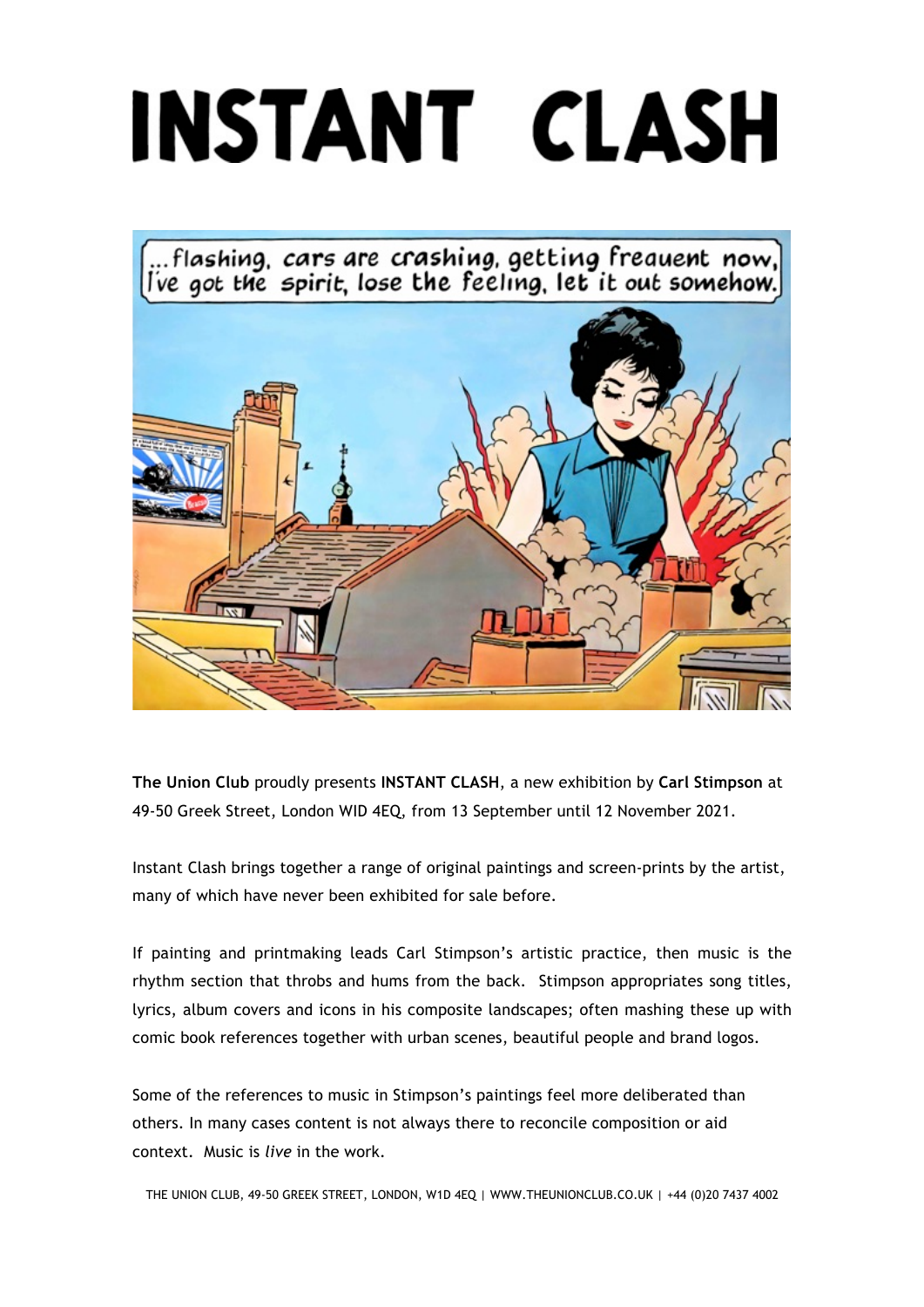# INSTANT CLASH

**The Union Club** proudly presents **INSTANT CLASH**, a new exhibition by **Carl Stimpson** at 49-50 Greek Street, London WID 4EQ, from 13 September until 12 November 2021.

Instant Clash brings together a range of original paintings and screen-prints by the artist, many of which have never been exhibited for sale before.

If painting and printmaking leads Carl Stimpson's artistic practice, then music is the rhythm section that throbs and hums from the back. Stimpson appropriates song titles, lyrics, album covers and icons in his composite landscapes; often mashing these up with comic book references together with urban scenes, beautiful people and brand logos.

Some of the references to music in Stimpson's paintings feel more deliberated than others. In many cases content is not always there to reconcile composition or aid context. Music is *live* in the work.

THE UNION CLUB, 49-50 GREEK STREET, LONDON, W1D 4EQ | WWW.THEUNIONCLUB.CO.UK | +44 (0)20 7437 4002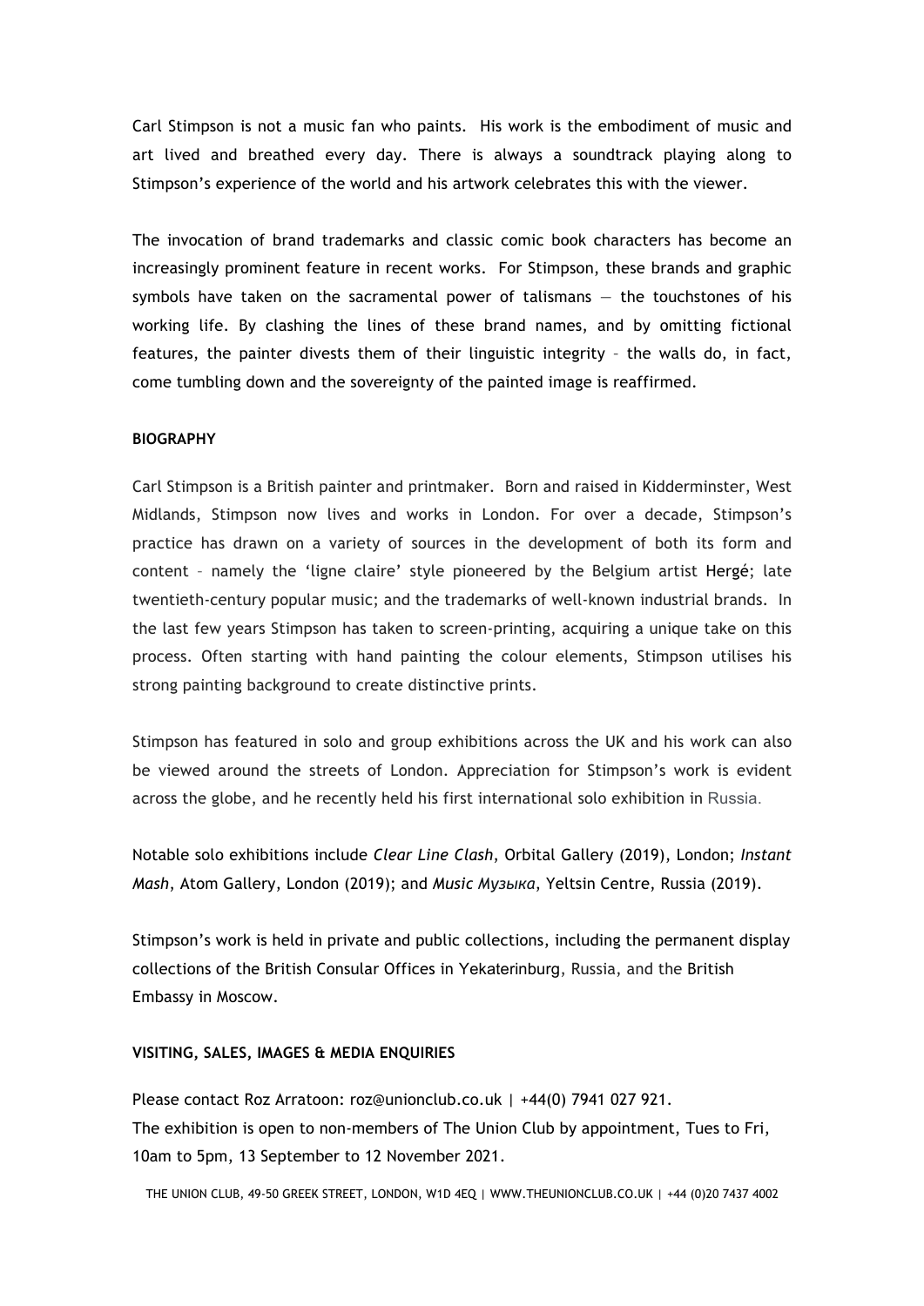Carl Stimpson is not a music fan who paints. His work is the embodiment of music and art lived and breathed every day. There is always a soundtrack playing along to Stimpson's experience of the world and his artwork celebrates this with the viewer.

The invocation of brand trademarks and classic comic book characters has become an increasingly prominent feature in recent works. For Stimpson, these brands and graphic symbols have taken on the sacramental power of talismans — the touchstones of his working life. By clashing the lines of these brand names, and by omitting fictional features, the painter divests them of their linguistic integrity – the walls do, in fact, come tumbling down and the sovereignty of the painted image is reaffirmed.

**BIOGRAPHY**

Carl Stimpson is a British painter and printmaker. Born and raised in Kidderminster, West Midlands, Stimpson now lives and works in London. For over a decade, Stimpson's practice has drawn on a variety of sources in the development of both its form and content – namely the 'ligne claire' style pioneered by the Belgium artist Hergé; late twentieth-century popular music; and the trademarks of well-known industrial brands. In the last few years Stimpson has taken to screen-printing, acquiring a unique take on this process. Often starting with hand painting the colour elements, Stimpson utilises his strong painting background to create distinctive prints.

Stimpson has featured in solo and group exhibitions across the UK and his work can also be viewed around the streets of London. Appreciation for Stimpson's work is evident across the globe, and he recently held his first international solo exhibition in Russia.

Notable solo exhibitions include *Clear Line Clash*, Orbital Gallery (2019), London; *Instant Mash*, Atom Gallery, London (2019); and *Music Музыка*, Yeltsin Centre, Russia (2019).

Stimpson's work is held in private and public collections, including the permanent display collections of the British Consular Offices in Yekaterinburg, Russia, and the British Embassy in Moscow.

**VISITING, SALES, IMAGES & MEDIA ENQUIRIES**

Please contact Roz Arratoon: roz@unionclub.co.uk | +44(0) 7941 027 921.
The exhibition is open to non-members of The Union Club by appointment, Tues to Fri, 10am to 5pm, 13 September to 12 November 2021.

THE UNION CLUB, 49-50 GREEK STREET, LONDON, W1D 4EQ | WWW.THEUNIONCLUB.CO.UK | +44 (0)20 7437 4002